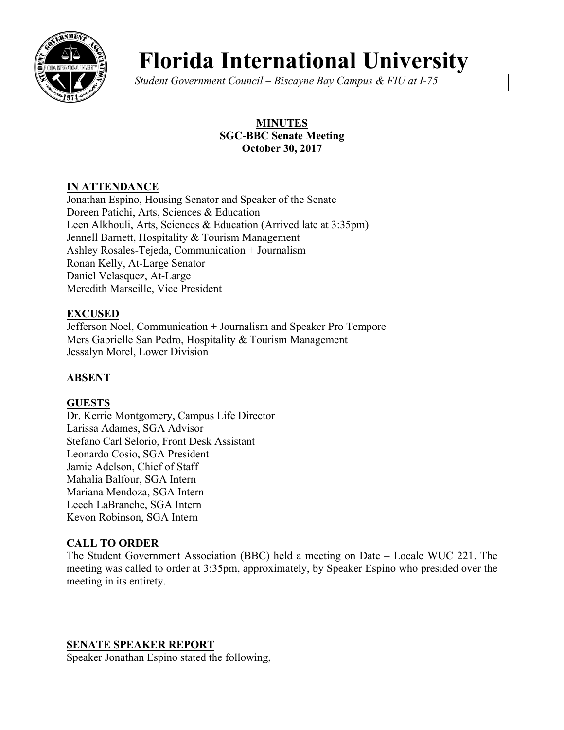# Florida International University

*Student Government Council – Biscayne Bay Campus & FIU at I-75*

**MINUTES**
**SGC-BBC Senate Meeting**
**October 30, 2017**

**IN ATTENDANCE**

Jonathan Espino, Housing Senator and Speaker of the Senate
Doreen Patichi, Arts, Sciences & Education
Leen Alkhouli, Arts, Sciences & Education (Arrived late at 3:35pm)
Jennell Barnett, Hospitality & Tourism Management
Ashley Rosales-Tejeda, Communication + Journalism
Ronan Kelly, At-Large Senator
Daniel Velasquez, At-Large
Meredith Marseille, Vice President

**EXCUSED**

Jefferson Noel, Communication + Journalism and Speaker Pro Tempore
Mers Gabrielle San Pedro, Hospitality & Tourism Management
Jessalyn Morel, Lower Division

**ABSENT**

**GUESTS**

Dr. Kerrie Montgomery, Campus Life Director
Larissa Adames, SGA Advisor
Stefano Carl Selorio, Front Desk Assistant
Leonardo Cosio, SGA President
Jamie Adelson, Chief of Staff
Mahalia Balfour, SGA Intern
Mariana Mendoza, SGA Intern
Leech LaBranche, SGA Intern
Kevon Robinson, SGA Intern

**CALL TO ORDER**

The Student Government Association (BBC) held a meeting on Date – Locale WUC 221. The meeting was called to order at 3:35pm, approximately, by Speaker Espino who presided over the meeting in its entirety.

**SENATE SPEAKER REPORT**

Speaker Jonathan Espino stated the following,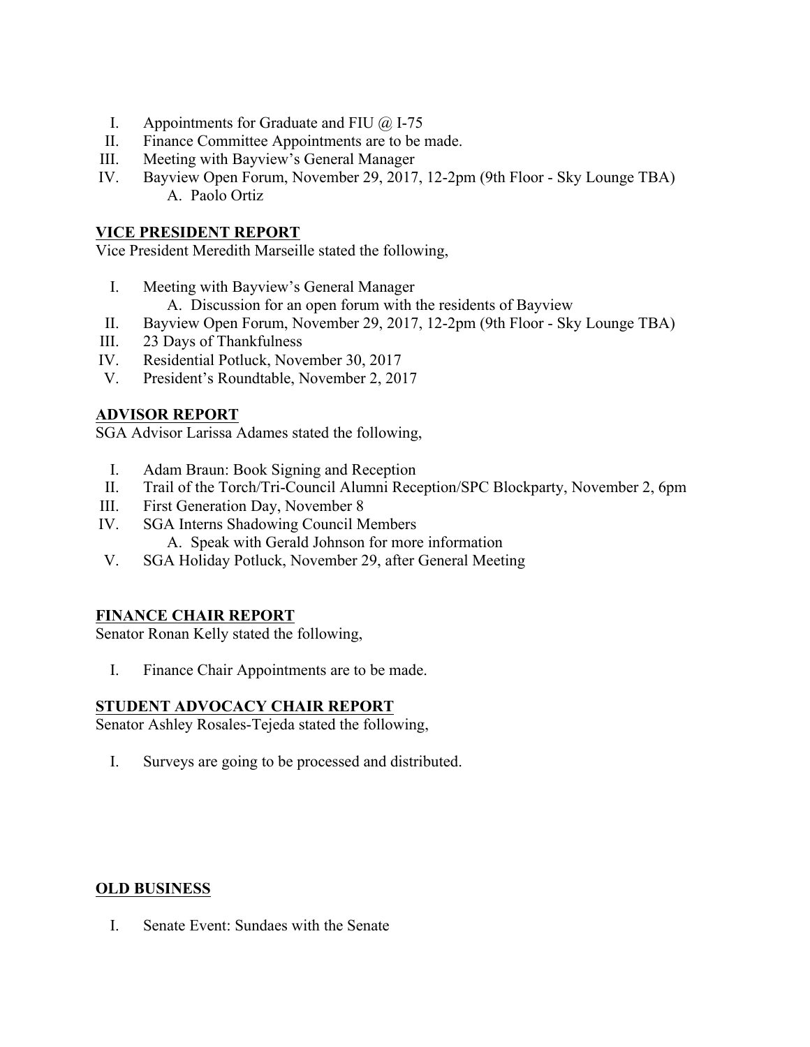I. Appointments for Graduate and FIU @ I-75
II. Finance Committee Appointments are to be made.
III. Meeting with Bayview's General Manager
IV. Bayview Open Forum, November 29, 2017, 12-2pm (9th Floor - Sky Lounge TBA)
    A. Paolo Ortiz

**VICE PRESIDENT REPORT**

Vice President Meredith Marseille stated the following,

I. Meeting with Bayview's General Manager
    A. Discussion for an open forum with the residents of Bayview
II. Bayview Open Forum, November 29, 2017, 12-2pm (9th Floor - Sky Lounge TBA)
III. 23 Days of Thankfulness
IV. Residential Potluck, November 30, 2017
V. President's Roundtable, November 2, 2017

**ADVISOR REPORT**

SGA Advisor Larissa Adames stated the following,

I. Adam Braun: Book Signing and Reception
II. Trail of the Torch/Tri-Council Alumni Reception/SPC Blockparty, November 2, 6pm
III. First Generation Day, November 8
IV. SGA Interns Shadowing Council Members
    A. Speak with Gerald Johnson for more information
V. SGA Holiday Potluck, November 29, after General Meeting

**FINANCE CHAIR REPORT**

Senator Ronan Kelly stated the following,

I. Finance Chair Appointments are to be made.

**STUDENT ADVOCACY CHAIR REPORT**

Senator Ashley Rosales-Tejeda stated the following,

I. Surveys are going to be processed and distributed.

**OLD BUSINESS**

I. Senate Event: Sundaes with the Senate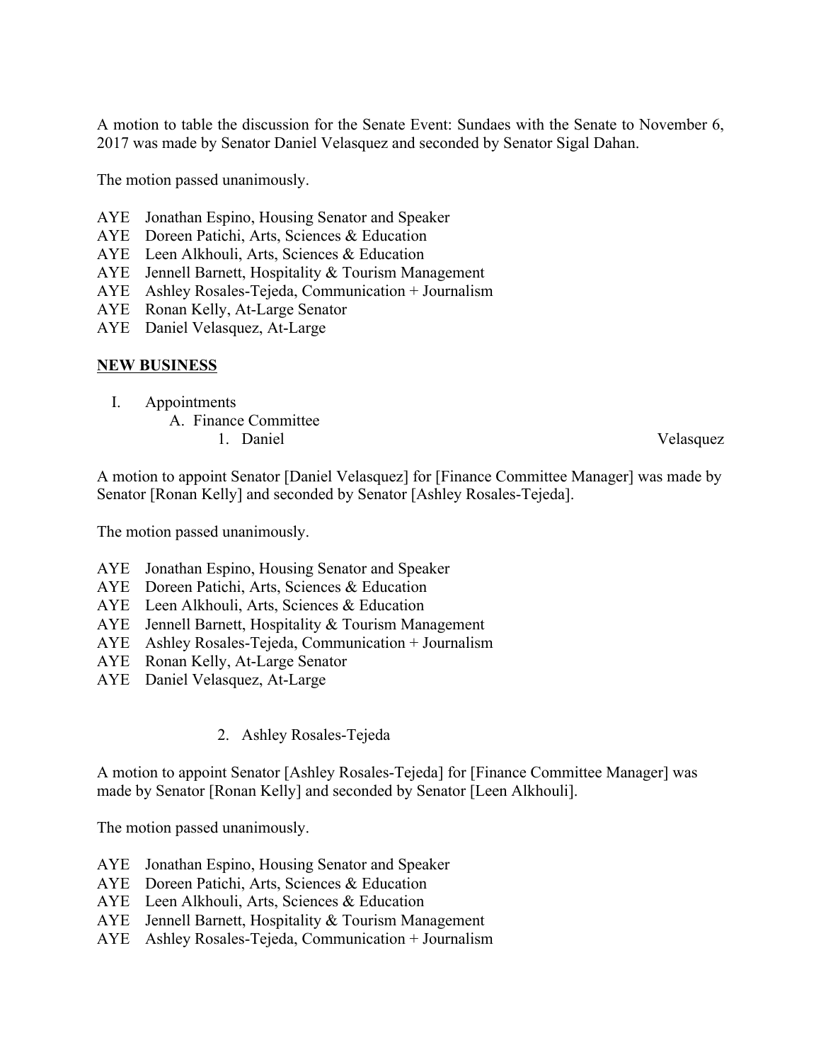A motion to table the discussion for the Senate Event: Sundaes with the Senate to November 6, 2017 was made by Senator Daniel Velasquez and seconded by Senator Sigal Dahan.

The motion passed unanimously.

AYE Jonathan Espino, Housing Senator and Speaker
AYE Doreen Patichi, Arts, Sciences & Education
AYE Leen Alkhouli, Arts, Sciences & Education
AYE Jennell Barnett, Hospitality & Tourism Management
AYE Ashley Rosales-Tejeda, Communication + Journalism
AYE Ronan Kelly, At-Large Senator
AYE Daniel Velasquez, At-Large

**NEW BUSINESS**

I. Appointments
   A. Finance Committee
      1. Daniel Velasquez

A motion to appoint Senator [Daniel Velasquez] for [Finance Committee Manager] was made by Senator [Ronan Kelly] and seconded by Senator [Ashley Rosales-Tejeda].

The motion passed unanimously.

AYE Jonathan Espino, Housing Senator and Speaker
AYE Doreen Patichi, Arts, Sciences & Education
AYE Leen Alkhouli, Arts, Sciences & Education
AYE Jennell Barnett, Hospitality & Tourism Management
AYE Ashley Rosales-Tejeda, Communication + Journalism
AYE Ronan Kelly, At-Large Senator
AYE Daniel Velasquez, At-Large

      2. Ashley Rosales-Tejeda

A motion to appoint Senator [Ashley Rosales-Tejeda] for [Finance Committee Manager] was made by Senator [Ronan Kelly] and seconded by Senator [Leen Alkhouli].

The motion passed unanimously.

AYE Jonathan Espino, Housing Senator and Speaker
AYE Doreen Patichi, Arts, Sciences & Education
AYE Leen Alkhouli, Arts, Sciences & Education
AYE Jennell Barnett, Hospitality & Tourism Management
AYE Ashley Rosales-Tejeda, Communication + Journalism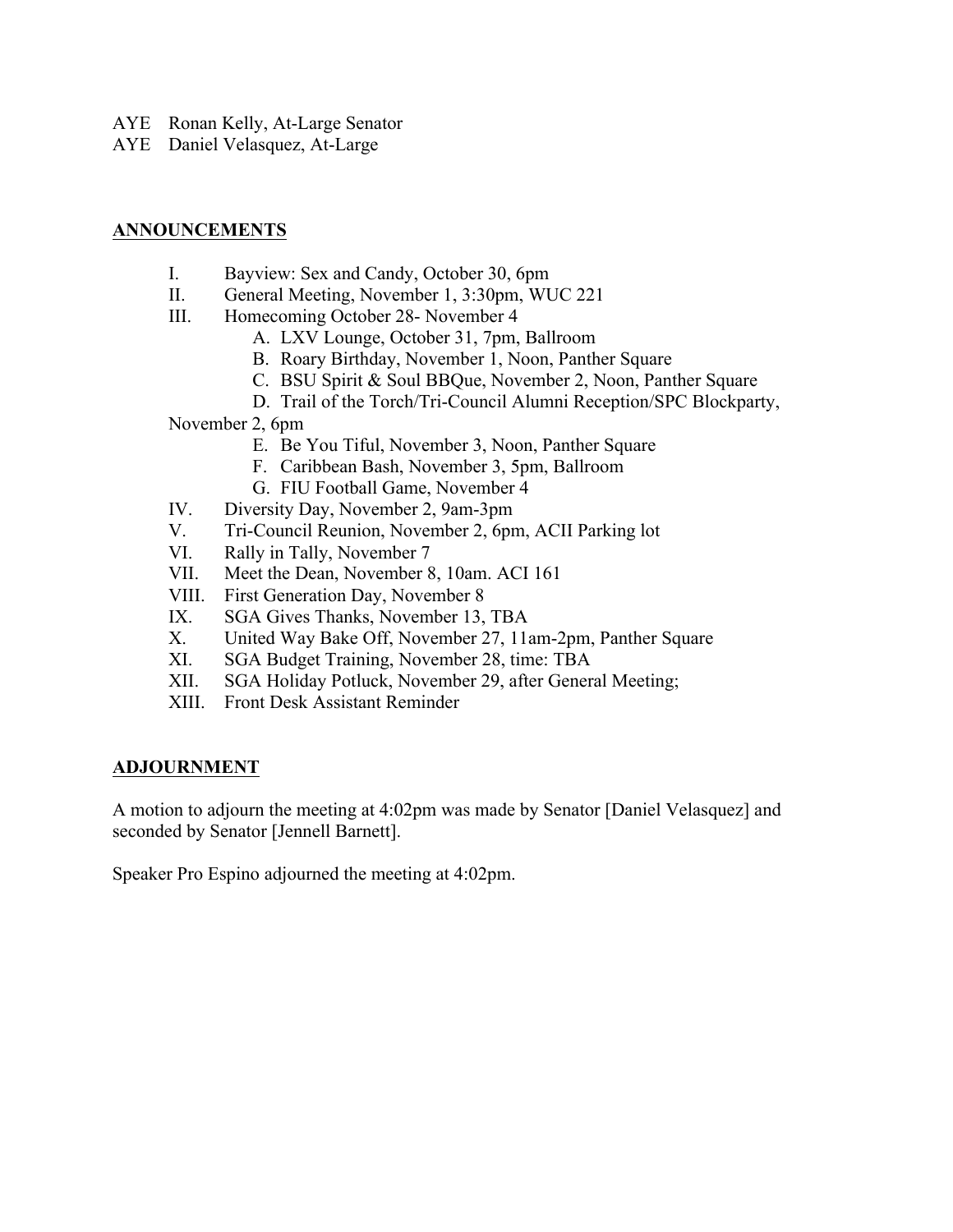AYE Ronan Kelly, At-Large Senator
AYE Daniel Velasquez, At-Large

## ANNOUNCEMENTS

I. Bayview: Sex and Candy, October 30, 6pm
II. General Meeting, November 1, 3:30pm, WUC 221
III. Homecoming October 28- November 4
    A. LXV Lounge, October 31, 7pm, Ballroom
    B. Roary Birthday, November 1, Noon, Panther Square
    C. BSU Spirit & Soul BBQue, November 2, Noon, Panther Square
    D. Trail of the Torch/Tri-Council Alumni Reception/SPC Blockparty, November 2, 6pm
    E. Be You Tiful, November 3, Noon, Panther Square
    F. Caribbean Bash, November 3, 5pm, Ballroom
    G. FIU Football Game, November 4
IV. Diversity Day, November 2, 9am-3pm
V. Tri-Council Reunion, November 2, 6pm, ACII Parking lot
VI. Rally in Tally, November 7
VII. Meet the Dean, November 8, 10am. ACI 161
VIII. First Generation Day, November 8
IX. SGA Gives Thanks, November 13, TBA
X. United Way Bake Off, November 27, 11am-2pm, Panther Square
XI. SGA Budget Training, November 28, time: TBA
XII. SGA Holiday Potluck, November 29, after General Meeting;
XIII. Front Desk Assistant Reminder

## ADJOURNMENT

A motion to adjourn the meeting at 4:02pm was made by Senator [Daniel Velasquez] and seconded by Senator [Jennell Barnett].

Speaker Pro Espino adjourned the meeting at 4:02pm.